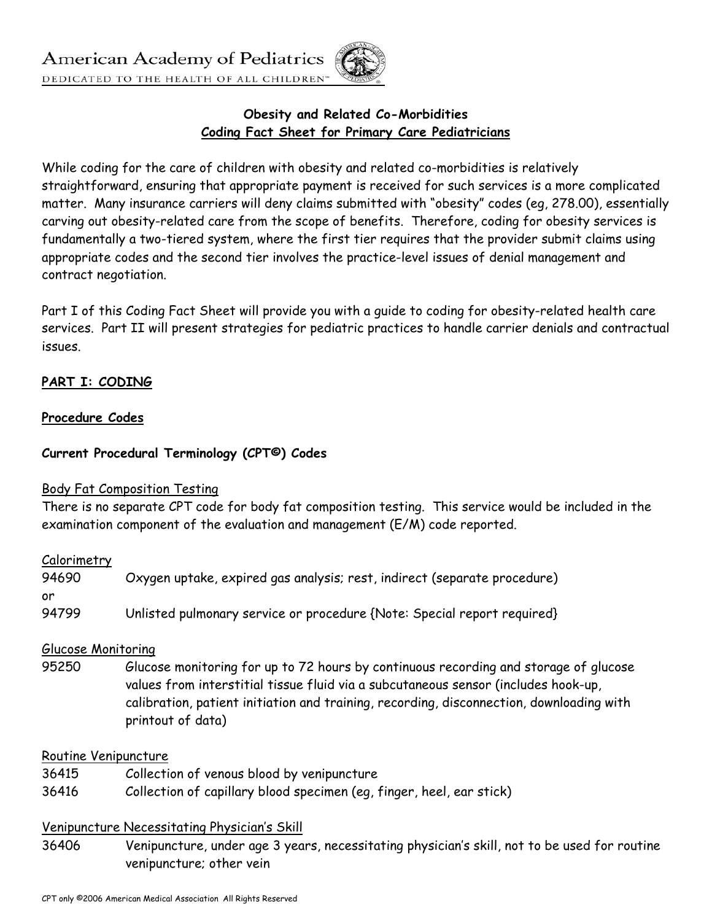American Academy of Pediatrics

DEDICATED TO THE HEALTH OF ALL CHILDREN™

# Obesity and Related Co-Morbidities
## Coding Fact Sheet for Primary Care Pediatricians

While coding for the care of children with obesity and related co-morbidities is relatively straightforward, ensuring that appropriate payment is received for such services is a more complicated matter. Many insurance carriers will deny claims submitted with "obesity" codes (eg, 278.00), essentially carving out obesity-related care from the scope of benefits. Therefore, coding for obesity services is fundamentally a two-tiered system, where the first tier requires that the provider submit claims using appropriate codes and the second tier involves the practice-level issues of denial management and contract negotiation.

Part I of this Coding Fact Sheet will provide you with a guide to coding for obesity-related health care services. Part II will present strategies for pediatric practices to handle carrier denials and contractual issues.

## PART I: CODING

### Procedure Codes

#### Current Procedural Terminology (CPT©) Codes

Body Fat Composition Testing

There is no separate CPT code for body fat composition testing. This service would be included in the examination component of the evaluation and management (E/M) code reported.

Calorimetry

94690 Oxygen uptake, expired gas analysis; rest, indirect (separate procedure)

or

94799 Unlisted pulmonary service or procedure {Note: Special report required}

Glucose Monitoring

95250 Glucose monitoring for up to 72 hours by continuous recording and storage of glucose values from interstitial tissue fluid via a subcutaneous sensor (includes hook-up, calibration, patient initiation and training, recording, disconnection, downloading with printout of data)

Routine Venipuncture

36415 Collection of venous blood by venipuncture

36416 Collection of capillary blood specimen (eg, finger, heel, ear stick)

Venipuncture Necessitating Physician's Skill

36406 Venipuncture, under age 3 years, necessitating physician's skill, not to be used for routine venipuncture; other vein

CPT only ©2006 American Medical Association All Rights Reserved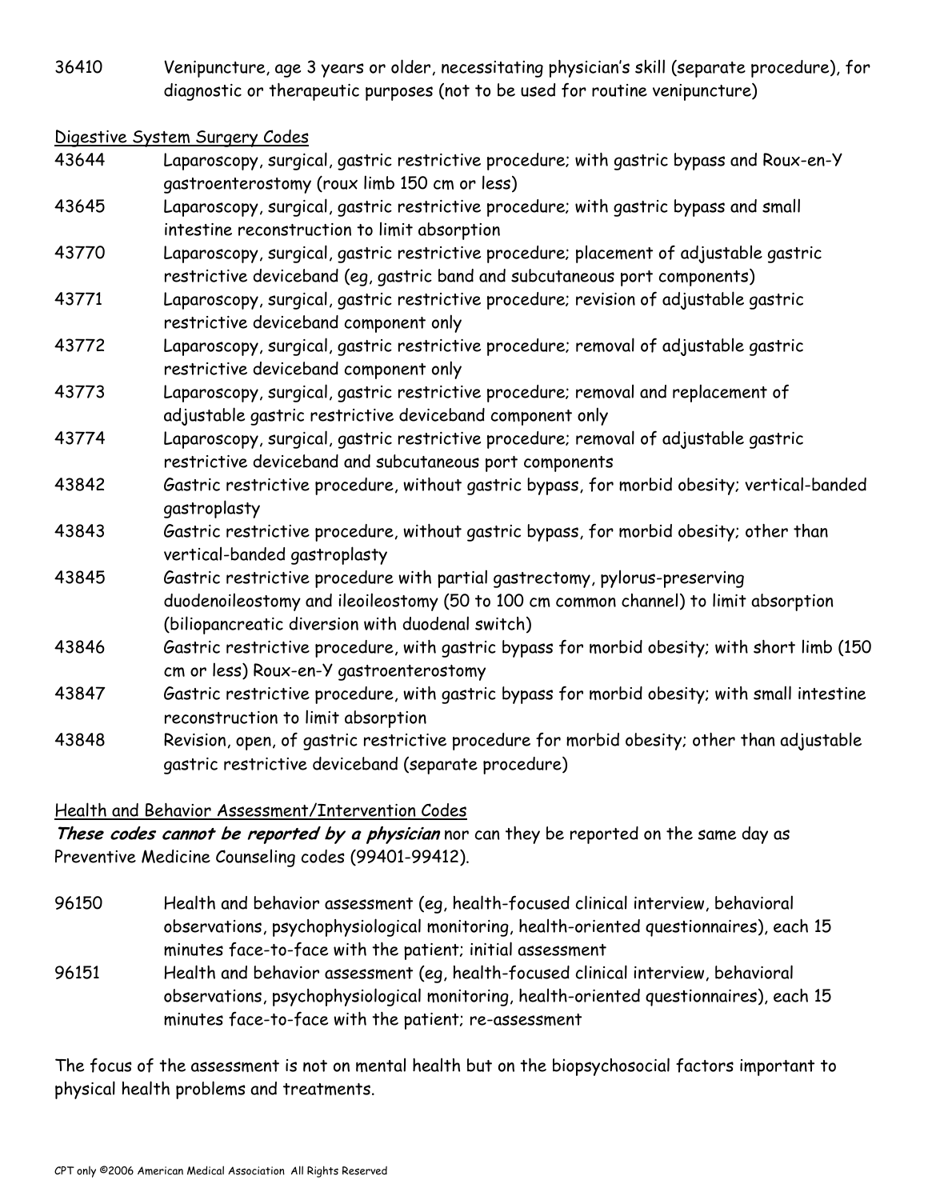36410 Venipuncture, age 3 years or older, necessitating physician's skill (separate procedure), for diagnostic or therapeutic purposes (not to be used for routine venipuncture)

Digestive System Surgery Codes

| | |
|---|---|
| 43644 | Laparoscopy, surgical, gastric restrictive procedure; with gastric bypass and Roux-en-Y gastroenterostomy (roux limb 150 cm or less) |
| 43645 | Laparoscopy, surgical, gastric restrictive procedure; with gastric bypass and small intestine reconstruction to limit absorption |
| 43770 | Laparoscopy, surgical, gastric restrictive procedure; placement of adjustable gastric restrictive deviceband (eg, gastric band and subcutaneous port components) |
| 43771 | Laparoscopy, surgical, gastric restrictive procedure; revision of adjustable gastric restrictive deviceband component only |
| 43772 | Laparoscopy, surgical, gastric restrictive procedure; removal of adjustable gastric restrictive deviceband component only |
| 43773 | Laparoscopy, surgical, gastric restrictive procedure; removal and replacement of adjustable gastric restrictive deviceband component only |
| 43774 | Laparoscopy, surgical, gastric restrictive procedure; removal of adjustable gastric restrictive deviceband and subcutaneous port components |
| 43842 | Gastric restrictive procedure, without gastric bypass, for morbid obesity; vertical-banded gastroplasty |
| 43843 | Gastric restrictive procedure, without gastric bypass, for morbid obesity; other than vertical-banded gastroplasty |
| 43845 | Gastric restrictive procedure with partial gastrectomy, pylorus-preserving duodenoileostomy and ileoileostomy (50 to 100 cm common channel) to limit absorption (biliopancreatic diversion with duodenal switch) |
| 43846 | Gastric restrictive procedure, with gastric bypass for morbid obesity; with short limb (150 cm or less) Roux-en-Y gastroenterostomy |
| 43847 | Gastric restrictive procedure, with gastric bypass for morbid obesity; with small intestine reconstruction to limit absorption |
| 43848 | Revision, open, of gastric restrictive procedure for morbid obesity; other than adjustable gastric restrictive deviceband (separate procedure) |

Health and Behavior Assessment/Intervention Codes

***These codes cannot be reported by a physician*** nor can they be reported on the same day as Preventive Medicine Counseling codes (99401-99412).

| | |
|---|---|
| 96150 | Health and behavior assessment (eg, health-focused clinical interview, behavioral observations, psychophysiological monitoring, health-oriented questionnaires), each 15 minutes face-to-face with the patient; initial assessment |
| 96151 | Health and behavior assessment (eg, health-focused clinical interview, behavioral observations, psychophysiological monitoring, health-oriented questionnaires), each 15 minutes face-to-face with the patient; re-assessment |

The focus of the assessment is not on mental health but on the biopsychosocial factors important to physical health problems and treatments.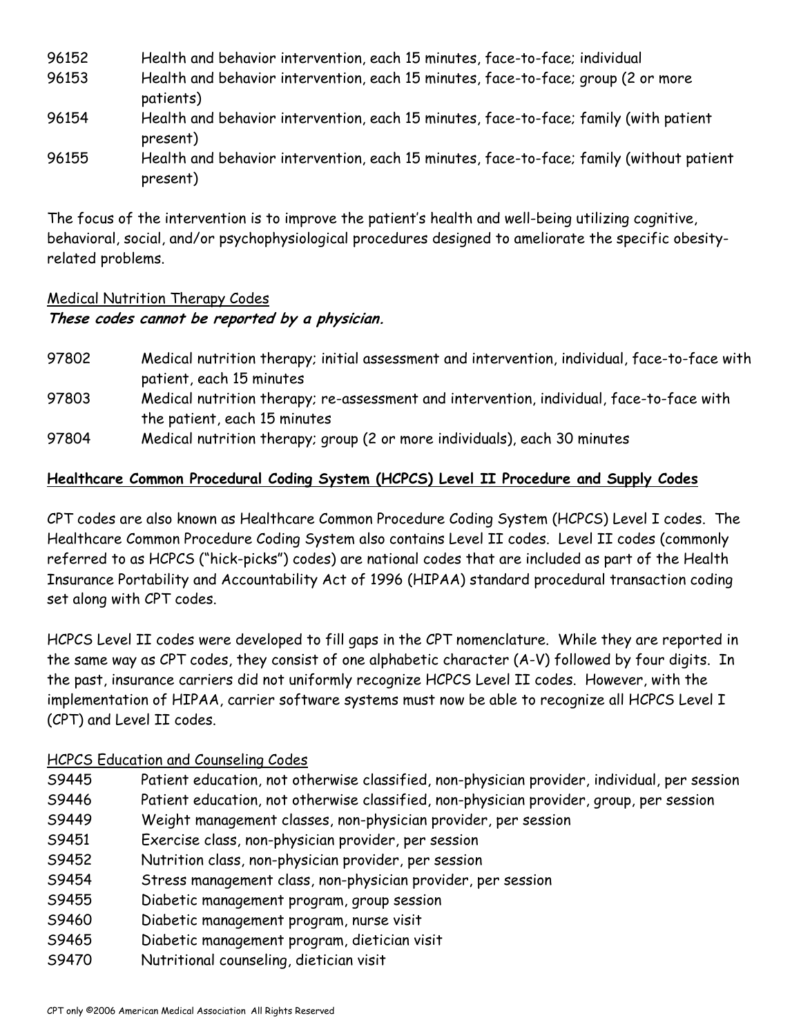| | |
|---|---|
| 96152 | Health and behavior intervention, each 15 minutes, face-to-face; individual |
| 96153 | Health and behavior intervention, each 15 minutes, face-to-face; group (2 or more patients) |
| 96154 | Health and behavior intervention, each 15 minutes, face-to-face; family (with patient present) |
| 96155 | Health and behavior intervention, each 15 minutes, face-to-face; family (without patient present) |

The focus of the intervention is to improve the patient's health and well-being utilizing cognitive, behavioral, social, and/or psychophysiological procedures designed to ameliorate the specific obesity-related problems.

Medical Nutrition Therapy Codes

***These codes cannot be reported by a physician.***

| | |
|---|---|
| 97802 | Medical nutrition therapy; initial assessment and intervention, individual, face-to-face with patient, each 15 minutes |
| 97803 | Medical nutrition therapy; re-assessment and intervention, individual, face-to-face with the patient, each 15 minutes |
| 97804 | Medical nutrition therapy; group (2 or more individuals), each 30 minutes |

**Healthcare Common Procedural Coding System (HCPCS) Level II Procedure and Supply Codes**

CPT codes are also known as Healthcare Common Procedure Coding System (HCPCS) Level I codes. The Healthcare Common Procedure Coding System also contains Level II codes. Level II codes (commonly referred to as HCPCS ("hick-picks") codes) are national codes that are included as part of the Health Insurance Portability and Accountability Act of 1996 (HIPAA) standard procedural transaction coding set along with CPT codes.

HCPCS Level II codes were developed to fill gaps in the CPT nomenclature. While they are reported in the same way as CPT codes, they consist of one alphabetic character (A-V) followed by four digits. In the past, insurance carriers did not uniformly recognize HCPCS Level II codes. However, with the implementation of HIPAA, carrier software systems must now be able to recognize all HCPCS Level I (CPT) and Level II codes.

HCPCS Education and Counseling Codes

| | |
|---|---|
| S9445 | Patient education, not otherwise classified, non-physician provider, individual, per session |
| S9446 | Patient education, not otherwise classified, non-physician provider, group, per session |
| S9449 | Weight management classes, non-physician provider, per session |
| S9451 | Exercise class, non-physician provider, per session |
| S9452 | Nutrition class, non-physician provider, per session |
| S9454 | Stress management class, non-physician provider, per session |
| S9455 | Diabetic management program, group session |
| S9460 | Diabetic management program, nurse visit |
| S9465 | Diabetic management program, dietician visit |
| S9470 | Nutritional counseling, dietician visit |

CPT only ©2006 American Medical Association All Rights Reserved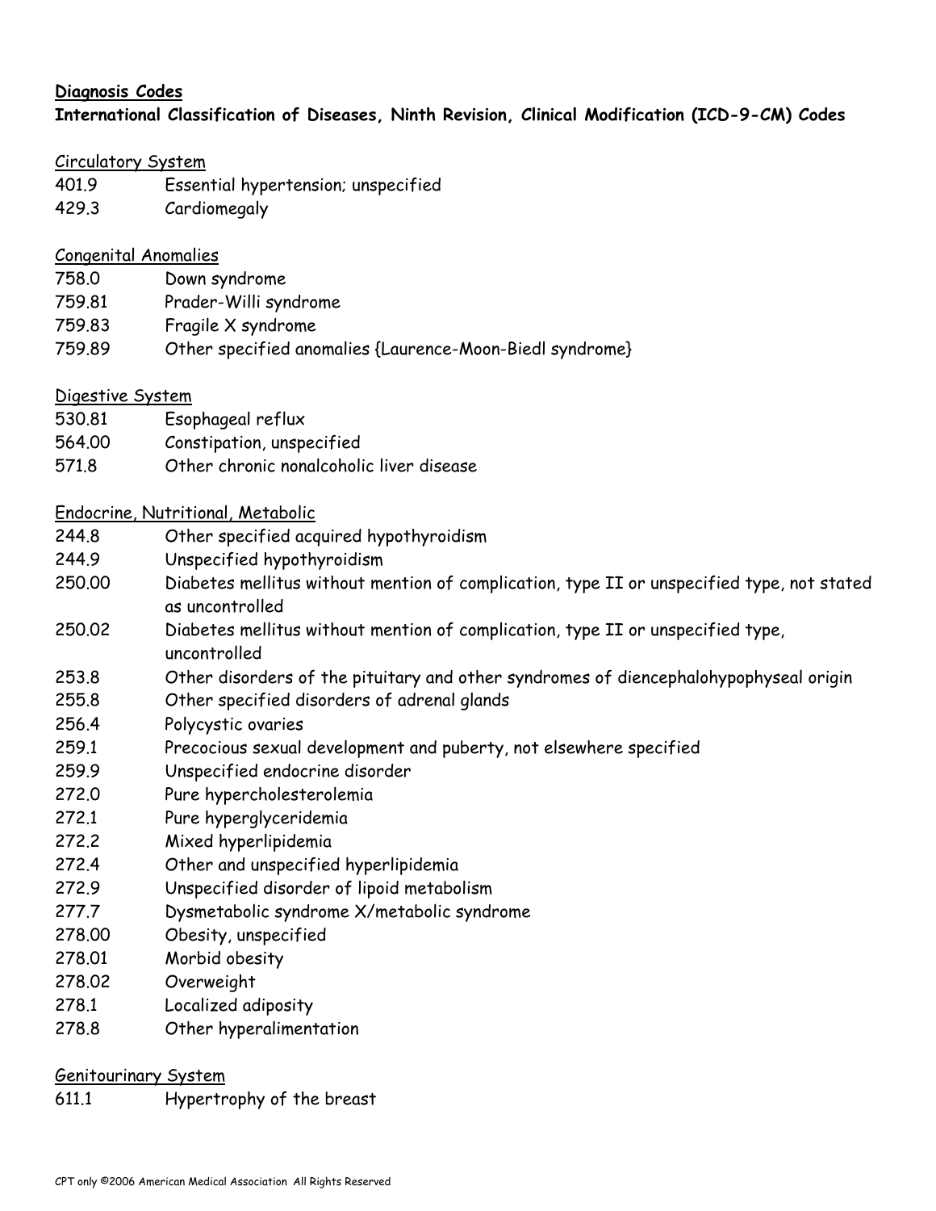**Diagnosis Codes**

**International Classification of Diseases, Ninth Revision, Clinical Modification (ICD-9-CM) Codes**

Circulatory System

| | |
|---|---|
| 401.9 | Essential hypertension; unspecified |
| 429.3 | Cardiomegaly |

Congenital Anomalies

| | |
|---|---|
| 758.0 | Down syndrome |
| 759.81 | Prader-Willi syndrome |
| 759.83 | Fragile X syndrome |
| 759.89 | Other specified anomalies {Laurence-Moon-Biedl syndrome} |

Digestive System

| | |
|---|---|
| 530.81 | Esophageal reflux |
| 564.00 | Constipation, unspecified |
| 571.8 | Other chronic nonalcoholic liver disease |

Endocrine, Nutritional, Metabolic

| | |
|---|---|
| 244.8 | Other specified acquired hypothyroidism |
| 244.9 | Unspecified hypothyroidism |
| 250.00 | Diabetes mellitus without mention of complication, type II or unspecified type, not stated as uncontrolled |
| 250.02 | Diabetes mellitus without mention of complication, type II or unspecified type, uncontrolled |
| 253.8 | Other disorders of the pituitary and other syndromes of diencephalohypophyseal origin |
| 255.8 | Other specified disorders of adrenal glands |
| 256.4 | Polycystic ovaries |
| 259.1 | Precocious sexual development and puberty, not elsewhere specified |
| 259.9 | Unspecified endocrine disorder |
| 272.0 | Pure hypercholesterolemia |
| 272.1 | Pure hyperglyceridemia |
| 272.2 | Mixed hyperlipidemia |
| 272.4 | Other and unspecified hyperlipidemia |
| 272.9 | Unspecified disorder of lipoid metabolism |
| 277.7 | Dysmetabolic syndrome X/metabolic syndrome |
| 278.00 | Obesity, unspecified |
| 278.01 | Morbid obesity |
| 278.02 | Overweight |
| 278.1 | Localized adiposity |
| 278.8 | Other hyperalimentation |

Genitourinary System

| | |
|---|---|
| 611.1 | Hypertrophy of the breast |

CPT only ©2006 American Medical Association All Rights Reserved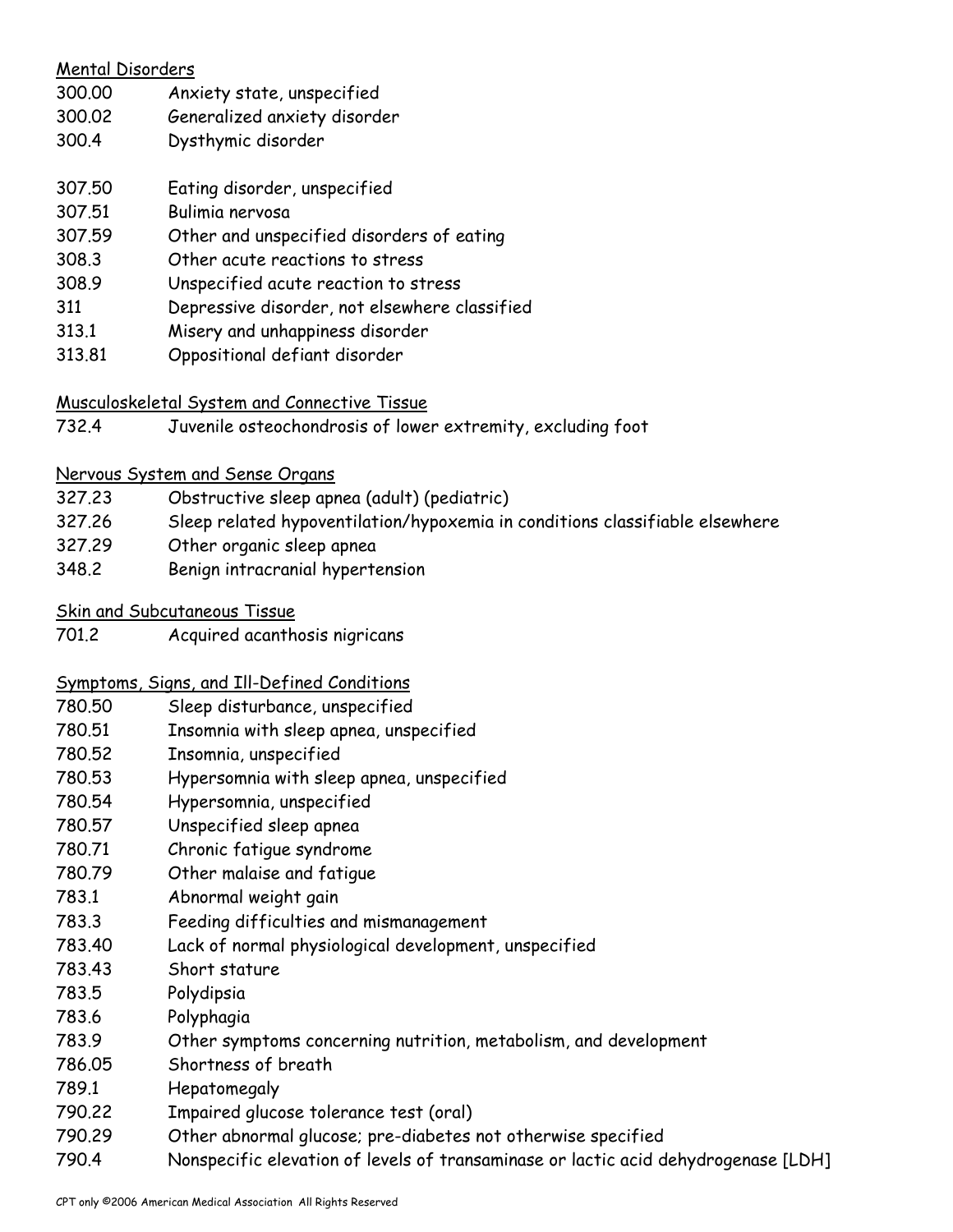Mental Disorders

| | |
|---|---|
| 300.00 | Anxiety state, unspecified |
| 300.02 | Generalized anxiety disorder |
| 300.4 | Dysthymic disorder |
| 307.50 | Eating disorder, unspecified |
| 307.51 | Bulimia nervosa |
| 307.59 | Other and unspecified disorders of eating |
| 308.3 | Other acute reactions to stress |
| 308.9 | Unspecified acute reaction to stress |
| 311 | Depressive disorder, not elsewhere classified |
| 313.1 | Misery and unhappiness disorder |
| 313.81 | Oppositional defiant disorder |

Musculoskeletal System and Connective Tissue

| | |
|---|---|
| 732.4 | Juvenile osteochondrosis of lower extremity, excluding foot |

Nervous System and Sense Organs

| | |
|---|---|
| 327.23 | Obstructive sleep apnea (adult) (pediatric) |
| 327.26 | Sleep related hypoventilation/hypoxemia in conditions classifiable elsewhere |
| 327.29 | Other organic sleep apnea |
| 348.2 | Benign intracranial hypertension |

Skin and Subcutaneous Tissue

| | |
|---|---|
| 701.2 | Acquired acanthosis nigricans |

Symptoms, Signs, and Ill-Defined Conditions

| | |
|---|---|
| 780.50 | Sleep disturbance, unspecified |
| 780.51 | Insomnia with sleep apnea, unspecified |
| 780.52 | Insomnia, unspecified |
| 780.53 | Hypersomnia with sleep apnea, unspecified |
| 780.54 | Hypersomnia, unspecified |
| 780.57 | Unspecified sleep apnea |
| 780.71 | Chronic fatigue syndrome |
| 780.79 | Other malaise and fatigue |
| 783.1 | Abnormal weight gain |
| 783.3 | Feeding difficulties and mismanagement |
| 783.40 | Lack of normal physiological development, unspecified |
| 783.43 | Short stature |
| 783.5 | Polydipsia |
| 783.6 | Polyphagia |
| 783.9 | Other symptoms concerning nutrition, metabolism, and development |
| 786.05 | Shortness of breath |
| 789.1 | Hepatomegaly |
| 790.22 | Impaired glucose tolerance test (oral) |
| 790.29 | Other abnormal glucose; pre-diabetes not otherwise specified |
| 790.4 | Nonspecific elevation of levels of transaminase or lactic acid dehydrogenase [LDH] |

CPT only ©2006 American Medical Association All Rights Reserved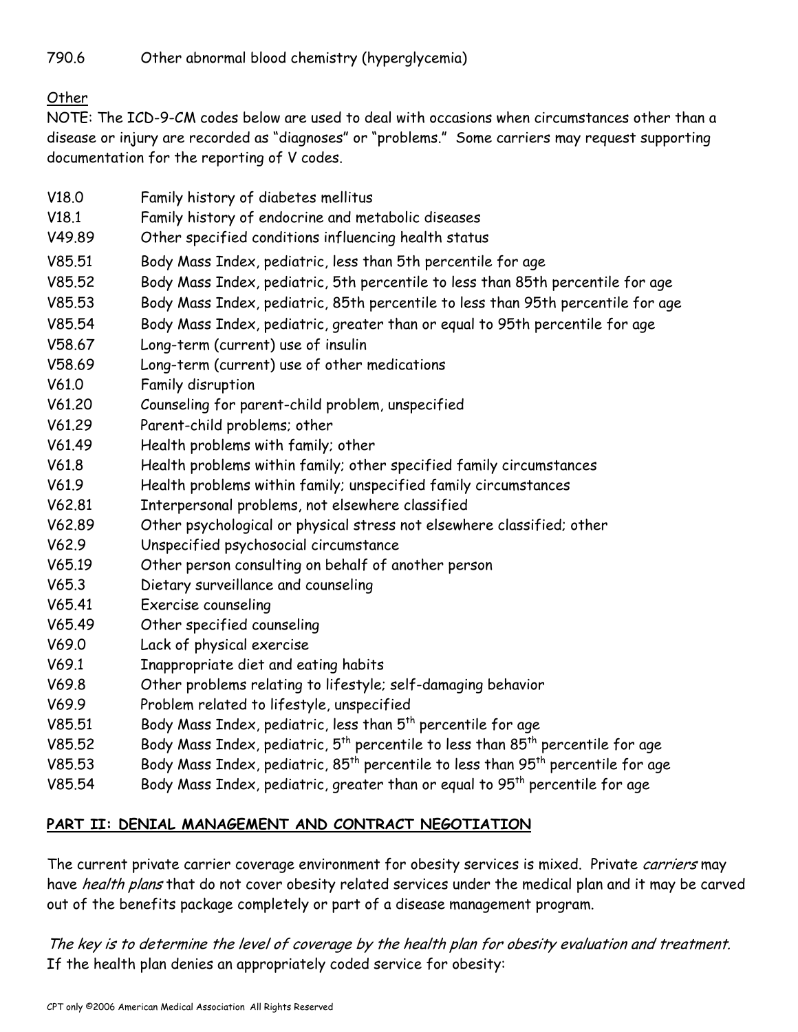790.6 Other abnormal blood chemistry (hyperglycemia)

Other

NOTE: The ICD-9-CM codes below are used to deal with occasions when circumstances other than a disease or injury are recorded as "diagnoses" or "problems." Some carriers may request supporting documentation for the reporting of V codes.

| | |
|---|---|
| V18.0 | Family history of diabetes mellitus |
| V18.1 | Family history of endocrine and metabolic diseases |
| V49.89 | Other specified conditions influencing health status |
| V85.51 | Body Mass Index, pediatric, less than 5th percentile for age |
| V85.52 | Body Mass Index, pediatric, 5th percentile to less than 85th percentile for age |
| V85.53 | Body Mass Index, pediatric, 85th percentile to less than 95th percentile for age |
| V85.54 | Body Mass Index, pediatric, greater than or equal to 95th percentile for age |
| V58.67 | Long-term (current) use of insulin |
| V58.69 | Long-term (current) use of other medications |
| V61.0 | Family disruption |
| V61.20 | Counseling for parent-child problem, unspecified |
| V61.29 | Parent-child problems; other |
| V61.49 | Health problems with family; other |
| V61.8 | Health problems within family; other specified family circumstances |
| V61.9 | Health problems within family; unspecified family circumstances |
| V62.81 | Interpersonal problems, not elsewhere classified |
| V62.89 | Other psychological or physical stress not elsewhere classified; other |
| V62.9 | Unspecified psychosocial circumstance |
| V65.19 | Other person consulting on behalf of another person |
| V65.3 | Dietary surveillance and counseling |
| V65.41 | Exercise counseling |
| V65.49 | Other specified counseling |
| V69.0 | Lack of physical exercise |
| V69.1 | Inappropriate diet and eating habits |
| V69.8 | Other problems relating to lifestyle; self-damaging behavior |
| V69.9 | Problem related to lifestyle, unspecified |
| V85.51 | Body Mass Index, pediatric, less than 5th percentile for age |
| V85.52 | Body Mass Index, pediatric, 5th percentile to less than 85th percentile for age |
| V85.53 | Body Mass Index, pediatric, 85th percentile to less than 95th percentile for age |
| V85.54 | Body Mass Index, pediatric, greater than or equal to 95th percentile for age |

## PART II: DENIAL MANAGEMENT AND CONTRACT NEGOTIATION

The current private carrier coverage environment for obesity services is mixed. Private *carriers* may have *health plans* that do not cover obesity related services under the medical plan and it may be carved out of the benefits package completely or part of a disease management program.

*The key is to determine the level of coverage by the health plan for obesity evaluation and treatment.* If the health plan denies an appropriately coded service for obesity: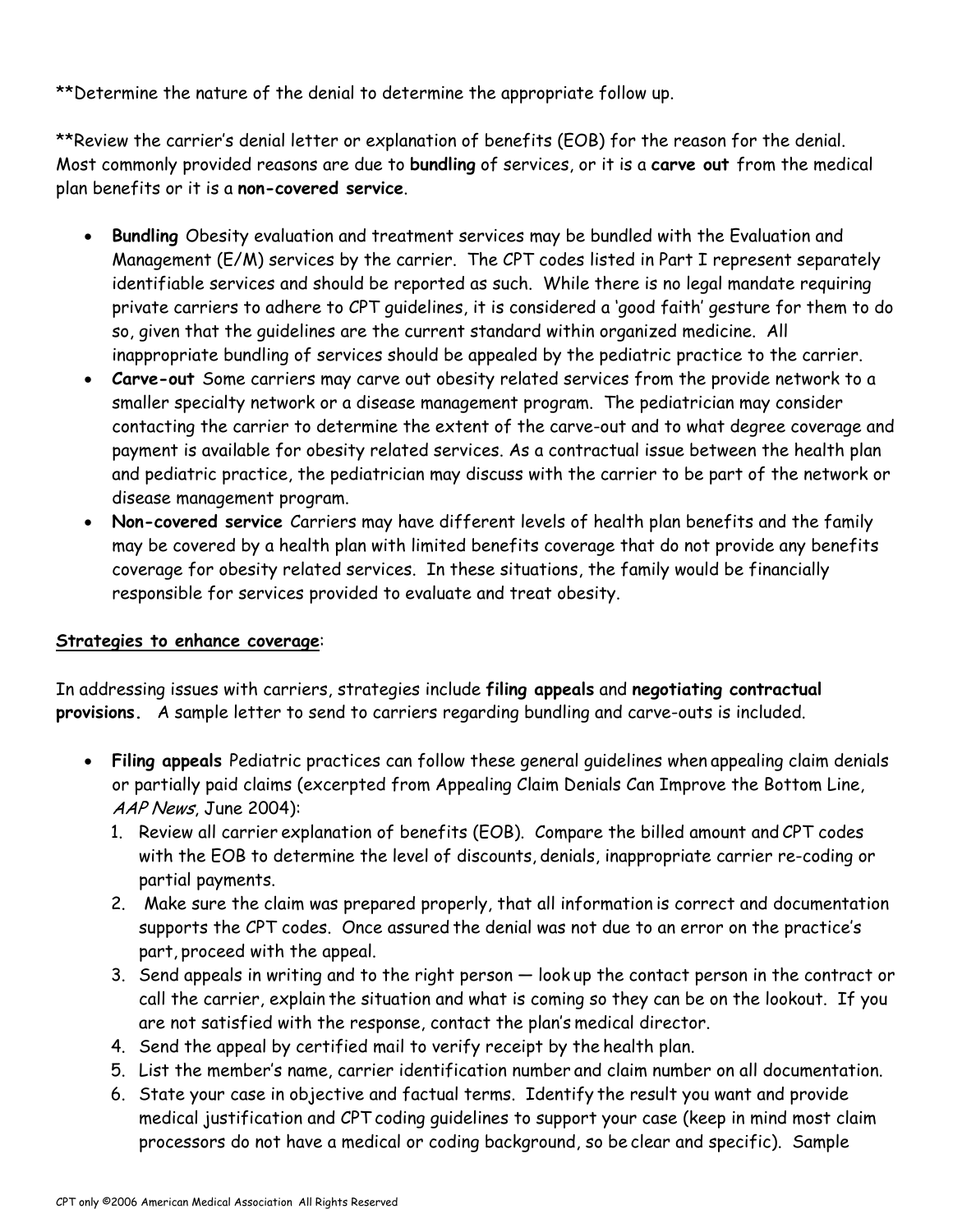**Determine the nature of the denial to determine the appropriate follow up.

**Review the carrier's denial letter or explanation of benefits (EOB) for the reason for the denial. Most commonly provided reasons are due to **bundling** of services, or it is a **carve out** from the medical plan benefits or it is a **non-covered service**.

- **Bundling** Obesity evaluation and treatment services may be bundled with the Evaluation and Management (E/M) services by the carrier. The CPT codes listed in Part I represent separately identifiable services and should be reported as such. While there is no legal mandate requiring private carriers to adhere to CPT guidelines, it is considered a 'good faith' gesture for them to do so, given that the guidelines are the current standard within organized medicine. All inappropriate bundling of services should be appealed by the pediatric practice to the carrier.
- **Carve-out** Some carriers may carve out obesity related services from the provide network to a smaller specialty network or a disease management program. The pediatrician may consider contacting the carrier to determine the extent of the carve-out and to what degree coverage and payment is available for obesity related services. As a contractual issue between the health plan and pediatric practice, the pediatrician may discuss with the carrier to be part of the network or disease management program.
- **Non-covered service** Carriers may have different levels of health plan benefits and the family may be covered by a health plan with limited benefits coverage that do not provide any benefits coverage for obesity related services. In these situations, the family would be financially responsible for services provided to evaluate and treat obesity.

<u>**Strategies to enhance coverage**</u>:

In addressing issues with carriers, strategies include **filing appeals** and **negotiating contractual provisions.** A sample letter to send to carriers regarding bundling and carve-outs is included.

- **Filing appeals** Pediatric practices can follow these general guidelines when appealing claim denials or partially paid claims (excerpted from Appealing Claim Denials Can Improve the Bottom Line, *AAP News*, June 2004):
  1. Review all carrier explanation of benefits (EOB). Compare the billed amount and CPT codes with the EOB to determine the level of discounts, denials, inappropriate carrier re-coding or partial payments.
  2. Make sure the claim was prepared properly, that all information is correct and documentation supports the CPT codes. Once assured the denial was not due to an error on the practice's part, proceed with the appeal.
  3. Send appeals in writing and to the right person — look up the contact person in the contract or call the carrier, explain the situation and what is coming so they can be on the lookout. If you are not satisfied with the response, contact the plan's medical director.
  4. Send the appeal by certified mail to verify receipt by the health plan.
  5. List the member's name, carrier identification number and claim number on all documentation.
  6. State your case in objective and factual terms. Identify the result you want and provide medical justification and CPT coding guidelines to support your case (keep in mind most claim processors do not have a medical or coding background, so be clear and specific). Sample

CPT only ©2006 American Medical Association All Rights Reserved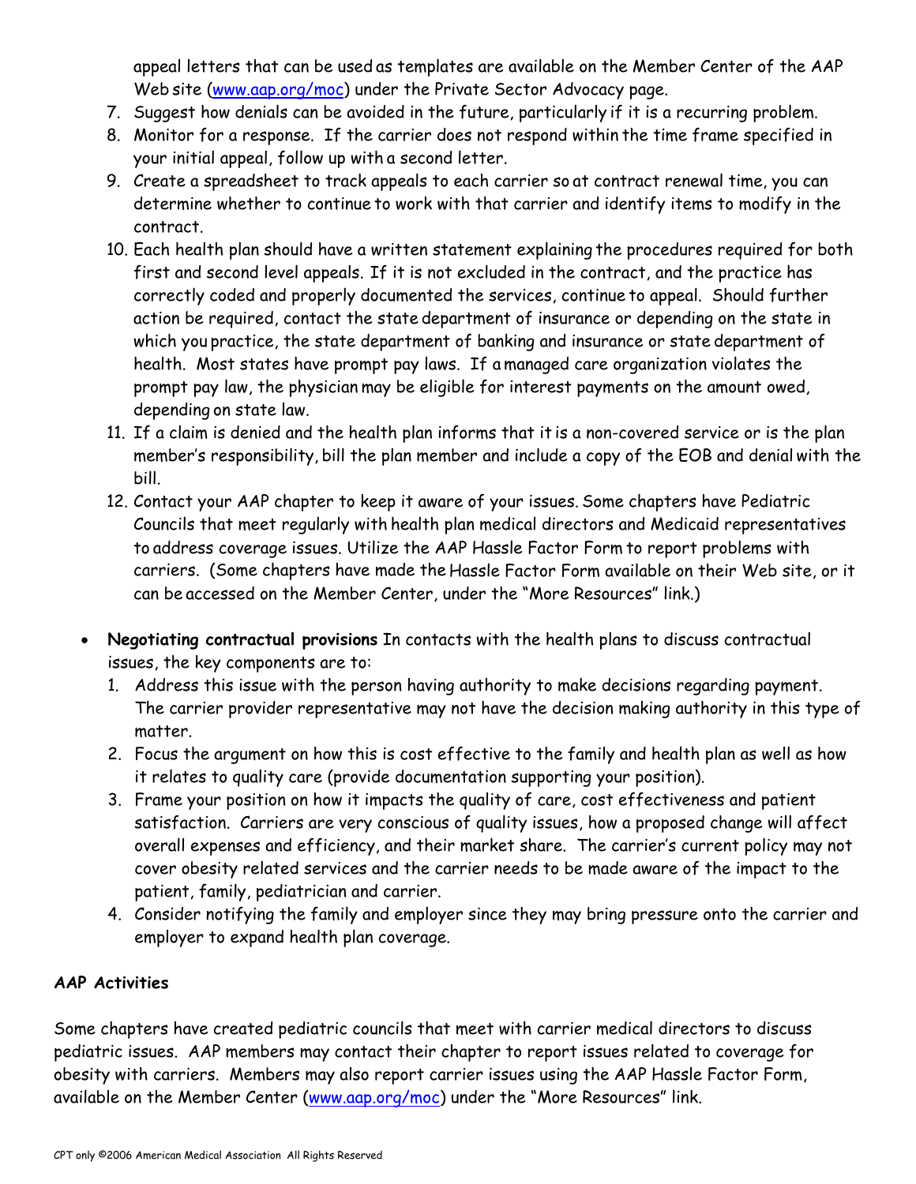appeal letters that can be used as templates are available on the Member Center of the AAP Web site (www.aap.org/moc) under the Private Sector Advocacy page.

7. Suggest how denials can be avoided in the future, particularly if it is a recurring problem.
8. Monitor for a response. If the carrier does not respond within the time frame specified in your initial appeal, follow up with a second letter.
9. Create a spreadsheet to track appeals to each carrier so at contract renewal time, you can determine whether to continue to work with that carrier and identify items to modify in the contract.
10. Each health plan should have a written statement explaining the procedures required for both first and second level appeals. If it is not excluded in the contract, and the practice has correctly coded and properly documented the services, continue to appeal. Should further action be required, contact the state department of insurance or depending on the state in which you practice, the state department of banking and insurance or state department of health. Most states have prompt pay laws. If a managed care organization violates the prompt pay law, the physician may be eligible for interest payments on the amount owed, depending on state law.
11. If a claim is denied and the health plan informs that it is a non-covered service or is the plan member's responsibility, bill the plan member and include a copy of the EOB and denial with the bill.
12. Contact your AAP chapter to keep it aware of your issues. Some chapters have Pediatric Councils that meet regularly with health plan medical directors and Medicaid representatives to address coverage issues. Utilize the AAP Hassle Factor Form to report problems with carriers. (Some chapters have made the Hassle Factor Form available on their Web site, or it can be accessed on the Member Center, under the "More Resources" link.)

- **Negotiating contractual provisions** In contacts with the health plans to discuss contractual issues, the key components are to:
  1. Address this issue with the person having authority to make decisions regarding payment. The carrier provider representative may not have the decision making authority in this type of matter.
  2. Focus the argument on how this is cost effective to the family and health plan as well as how it relates to quality care (provide documentation supporting your position).
  3. Frame your position on how it impacts the quality of care, cost effectiveness and patient satisfaction. Carriers are very conscious of quality issues, how a proposed change will affect overall expenses and efficiency, and their market share. The carrier's current policy may not cover obesity related services and the carrier needs to be made aware of the impact to the patient, family, pediatrician and carrier.
  4. Consider notifying the family and employer since they may bring pressure onto the carrier and employer to expand health plan coverage.

**AAP Activities**

Some chapters have created pediatric councils that meet with carrier medical directors to discuss pediatric issues. AAP members may contact their chapter to report issues related to coverage for obesity with carriers. Members may also report carrier issues using the AAP Hassle Factor Form, available on the Member Center (www.aap.org/moc) under the "More Resources" link.

CPT only ©2006 American Medical Association All Rights Reserved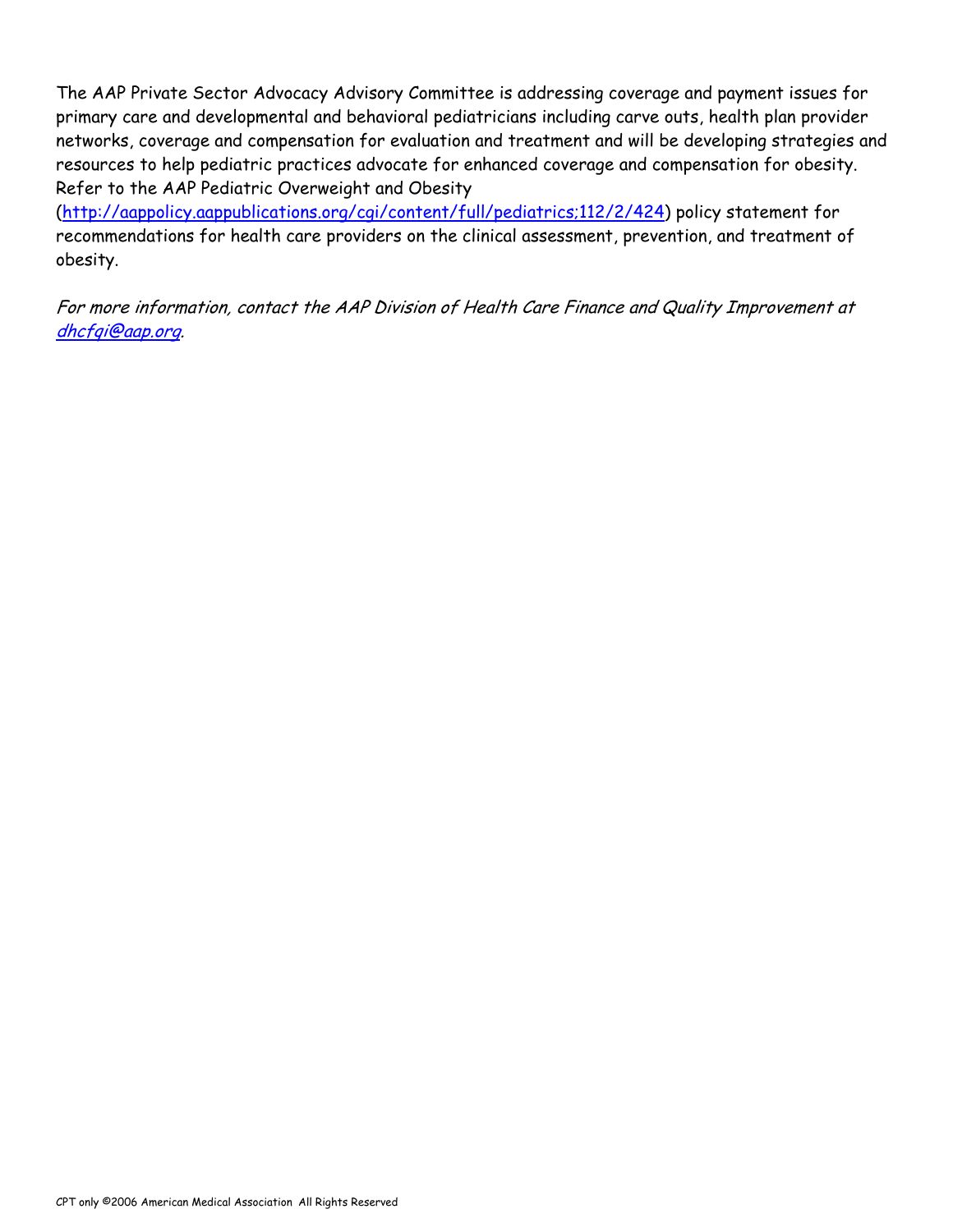The AAP Private Sector Advocacy Advisory Committee is addressing coverage and payment issues for primary care and developmental and behavioral pediatricians including carve outs, health plan provider networks, coverage and compensation for evaluation and treatment and will be developing strategies and resources to help pediatric practices advocate for enhanced coverage and compensation for obesity. Refer to the AAP Pediatric Overweight and Obesity (http://aappolicy.aappublications.org/cgi/content/full/pediatrics;112/2/424) policy statement for recommendations for health care providers on the clinical assessment, prevention, and treatment of obesity.

*For more information, contact the AAP Division of Health Care Finance and Quality Improvement at dhcfqi@aap.org.*

CPT only ©2006 American Medical Association All Rights Reserved